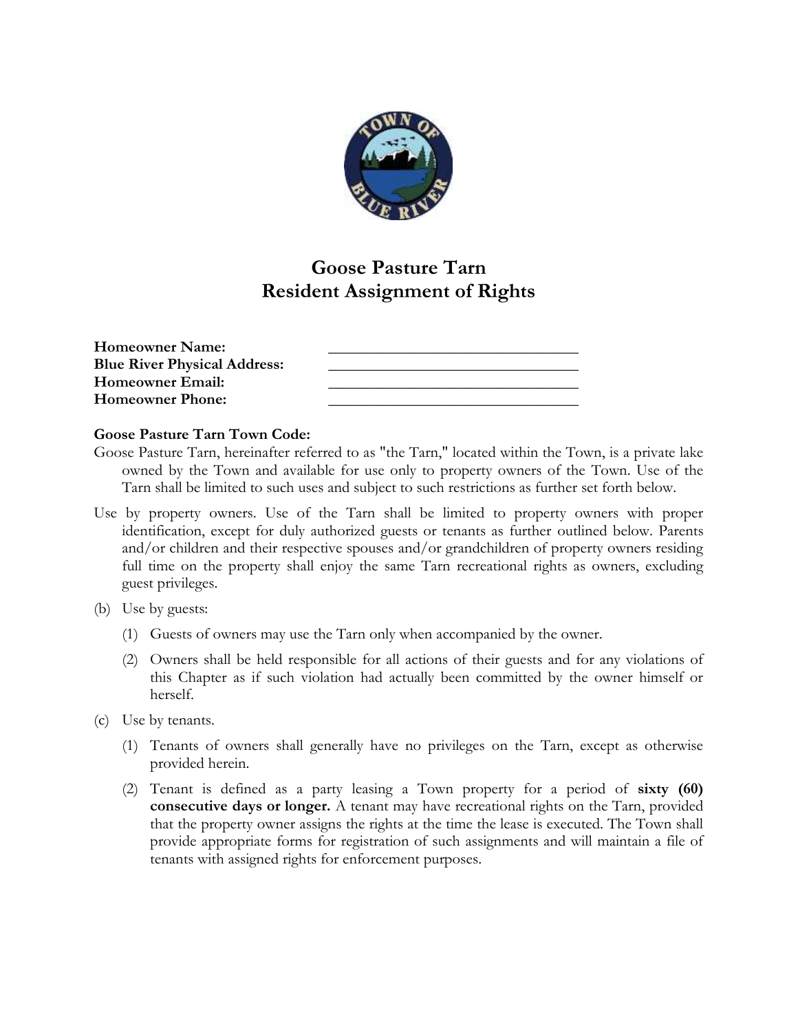# Goose Pasture Tarn
## Resident Assignment of Rights

**Homeowner Name:** ______________________________
**Blue River Physical Address:** ______________________________
**Homeowner Email:** ______________________________
**Homeowner Phone:** ______________________________

**Goose Pasture Tarn Town Code:**

Goose Pasture Tarn, hereinafter referred to as "the Tarn," located within the Town, is a private lake owned by the Town and available for use only to property owners of the Town. Use of the Tarn shall be limited to such uses and subject to such restrictions as further set forth below.

Use by property owners. Use of the Tarn shall be limited to property owners with proper identification, except for duly authorized guests or tenants as further outlined below. Parents and/or children and their respective spouses and/or grandchildren of property owners residing full time on the property shall enjoy the same Tarn recreational rights as owners, excluding guest privileges.

(b) Use by guests:

(1) Guests of owners may use the Tarn only when accompanied by the owner.

(2) Owners shall be held responsible for all actions of their guests and for any violations of this Chapter as if such violation had actually been committed by the owner himself or herself.

(c) Use by tenants.

(1) Tenants of owners shall generally have no privileges on the Tarn, except as otherwise provided herein.

(2) Tenant is defined as a party leasing a Town property for a period of **sixty (60) consecutive days or longer.** A tenant may have recreational rights on the Tarn, provided that the property owner assigns the rights at the time the lease is executed. The Town shall provide appropriate forms for registration of such assignments and will maintain a file of tenants with assigned rights for enforcement purposes.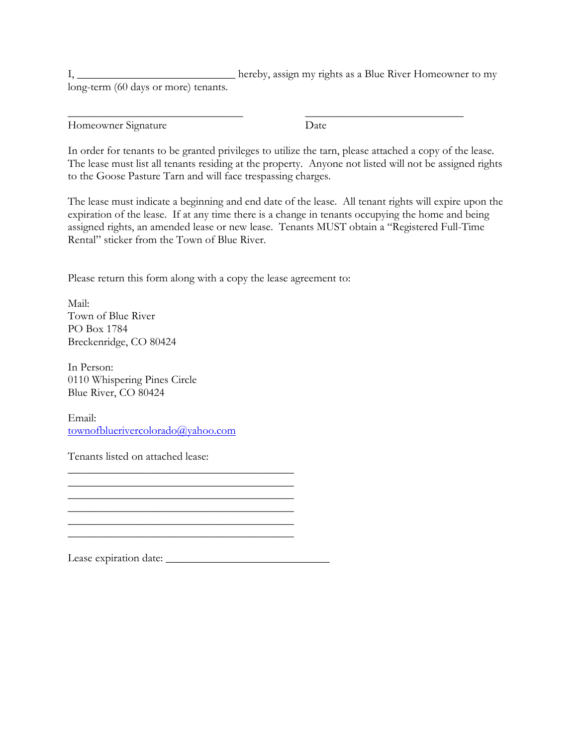I, ____________________________ hereby, assign my rights as a Blue River Homeowner to my long-term (60 days or more) tenants.

______________________________ ______________________________
Homeowner Signature Date

In order for tenants to be granted privileges to utilize the tarn, please attached a copy of the lease. The lease must list all tenants residing at the property. Anyone not listed will not be assigned rights to the Goose Pasture Tarn and will face trespassing charges.

The lease must indicate a beginning and end date of the lease. All tenant rights will expire upon the expiration of the lease. If at any time there is a change in tenants occupying the home and being assigned rights, an amended lease or new lease. Tenants MUST obtain a "Registered Full-Time Rental" sticker from the Town of Blue River.

Please return this form along with a copy the lease agreement to:

Mail:
Town of Blue River
PO Box 1784
Breckenridge, CO 80424

In Person:
0110 Whispering Pines Circle
Blue River, CO 80424

Email:
townofbluerivercolorado@yahoo.com

Tenants listed on attached lease:
________________________________________
________________________________________
________________________________________
________________________________________
________________________________________
________________________________________

Lease expiration date: ______________________________